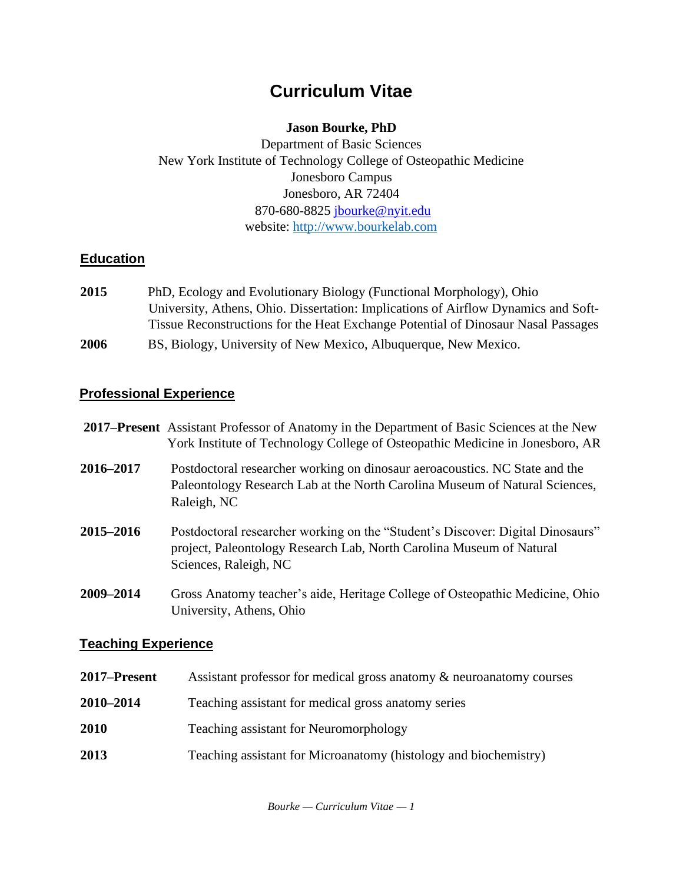# Curriculum Vitae

**Jason Bourke, PhD**
Department of Basic Sciences
New York Institute of Technology College of Osteopathic Medicine
Jonesboro Campus
Jonesboro, AR 72404
870-680-8825 jbourke@nyit.edu
website: http://www.bourkelab.com

## Education

**2015** PhD, Ecology and Evolutionary Biology (Functional Morphology), Ohio University, Athens, Ohio. Dissertation: Implications of Airflow Dynamics and Soft-Tissue Reconstructions for the Heat Exchange Potential of Dinosaur Nasal Passages

**2006** BS, Biology, University of New Mexico, Albuquerque, New Mexico.

## Professional Experience

**2017–Present** Assistant Professor of Anatomy in the Department of Basic Sciences at the New York Institute of Technology College of Osteopathic Medicine in Jonesboro, AR

**2016–2017** Postdoctoral researcher working on dinosaur aeroacoustics. NC State and the Paleontology Research Lab at the North Carolina Museum of Natural Sciences, Raleigh, NC

**2015–2016** Postdoctoral researcher working on the "Student's Discover: Digital Dinosaurs" project, Paleontology Research Lab, North Carolina Museum of Natural Sciences, Raleigh, NC

**2009–2014** Gross Anatomy teacher's aide, Heritage College of Osteopathic Medicine, Ohio University, Athens, Ohio

## Teaching Experience

**2017–Present** Assistant professor for medical gross anatomy & neuroanatomy courses

**2010–2014** Teaching assistant for medical gross anatomy series

**2010** Teaching assistant for Neuromorphology

**2013** Teaching assistant for Microanatomy (histology and biochemistry)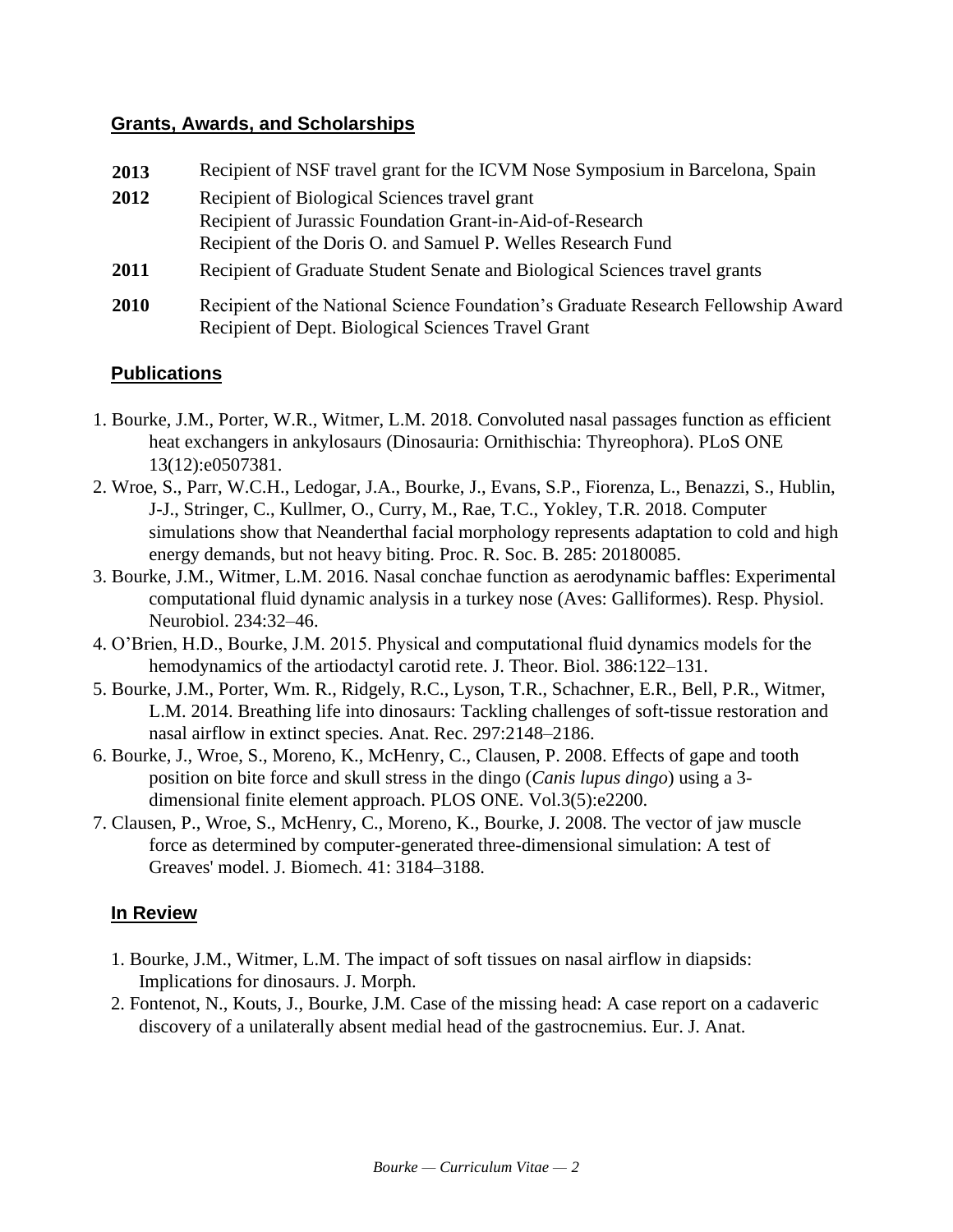## Grants, Awards, and Scholarships

**2013** Recipient of NSF travel grant for the ICVM Nose Symposium in Barcelona, Spain

**2012** Recipient of Biological Sciences travel grant
Recipient of Jurassic Foundation Grant-in-Aid-of-Research
Recipient of the Doris O. and Samuel P. Welles Research Fund

**2011** Recipient of Graduate Student Senate and Biological Sciences travel grants

**2010** Recipient of the National Science Foundation's Graduate Research Fellowship Award
Recipient of Dept. Biological Sciences Travel Grant

## Publications

1. Bourke, J.M., Porter, W.R., Witmer, L.M. 2018. Convoluted nasal passages function as efficient heat exchangers in ankylosaurs (Dinosauria: Ornithischia: Thyreophora). PLoS ONE 13(12):e0507381.
2. Wroe, S., Parr, W.C.H., Ledogar, J.A., Bourke, J., Evans, S.P., Fiorenza, L., Benazzi, S., Hublin, J-J., Stringer, C., Kullmer, O., Curry, M., Rae, T.C., Yokley, T.R. 2018. Computer simulations show that Neanderthal facial morphology represents adaptation to cold and high energy demands, but not heavy biting. Proc. R. Soc. B. 285: 20180085.
3. Bourke, J.M., Witmer, L.M. 2016. Nasal conchae function as aerodynamic baffles: Experimental computational fluid dynamic analysis in a turkey nose (Aves: Galliformes). Resp. Physiol. Neurobiol. 234:32–46.
4. O'Brien, H.D., Bourke, J.M. 2015. Physical and computational fluid dynamics models for the hemodynamics of the artiodactyl carotid rete. J. Theor. Biol. 386:122–131.
5. Bourke, J.M., Porter, Wm. R., Ridgely, R.C., Lyson, T.R., Schachner, E.R., Bell, P.R., Witmer, L.M. 2014. Breathing life into dinosaurs: Tackling challenges of soft-tissue restoration and nasal airflow in extinct species. Anat. Rec. 297:2148–2186.
6. Bourke, J., Wroe, S., Moreno, K., McHenry, C., Clausen, P. 2008. Effects of gape and tooth position on bite force and skull stress in the dingo (*Canis lupus dingo*) using a 3-dimensional finite element approach. PLOS ONE. Vol.3(5):e2200.
7. Clausen, P., Wroe, S., McHenry, C., Moreno, K., Bourke, J. 2008. The vector of jaw muscle force as determined by computer-generated three-dimensional simulation: A test of Greaves' model. J. Biomech. 41: 3184–3188.

## In Review

1. Bourke, J.M., Witmer, L.M. The impact of soft tissues on nasal airflow in diapsids: Implications for dinosaurs. J. Morph.
2. Fontenot, N., Kouts, J., Bourke, J.M. Case of the missing head: A case report on a cadaveric discovery of a unilaterally absent medial head of the gastrocnemius. Eur. J. Anat.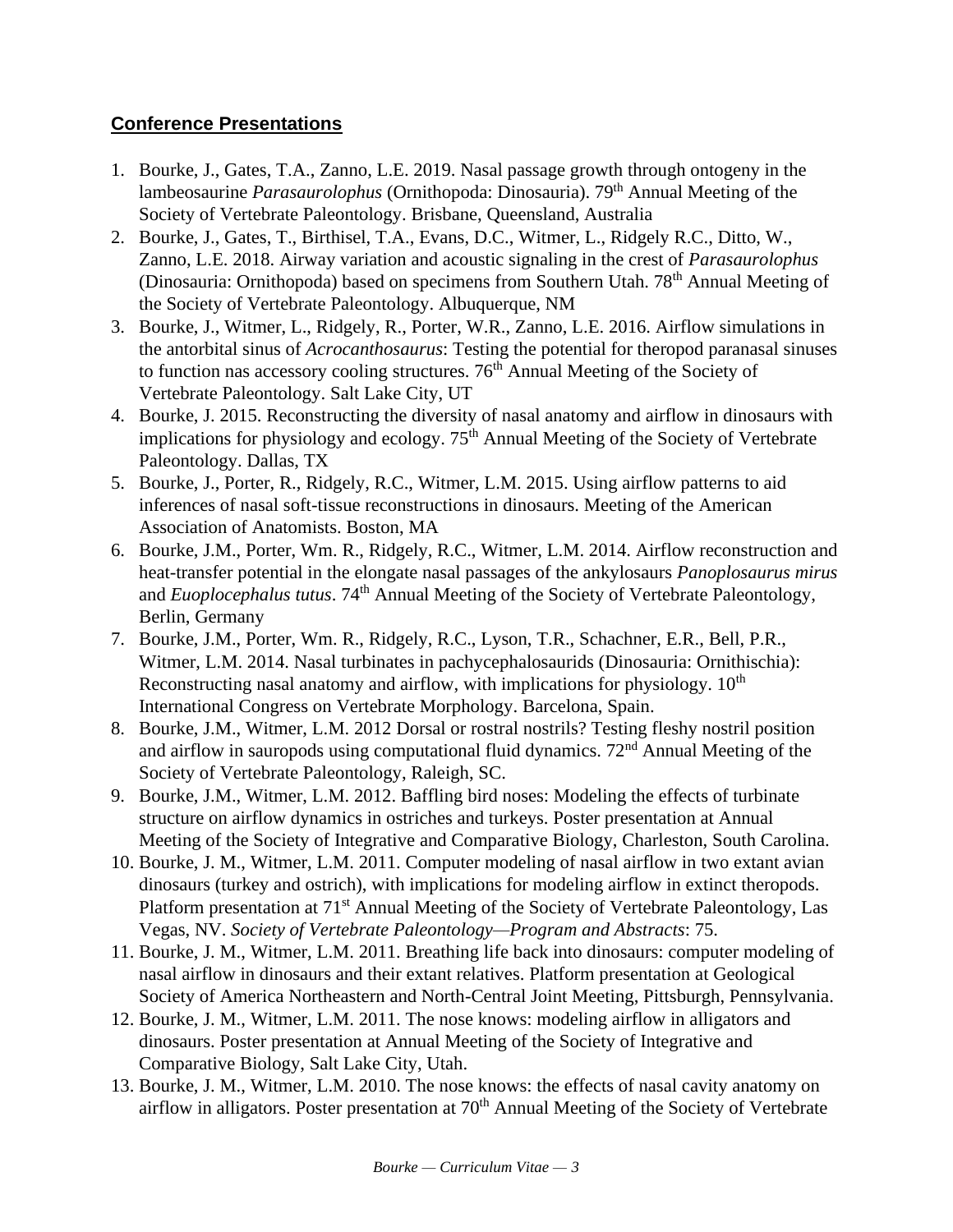## **Conference Presentations**

1. Bourke, J., Gates, T.A., Zanno, L.E. 2019. Nasal passage growth through ontogeny in the lambeosaurine *Parasaurolophus* (Ornithopoda: Dinosauria). 79th Annual Meeting of the Society of Vertebrate Paleontology. Brisbane, Queensland, Australia
2. Bourke, J., Gates, T., Birthisel, T.A., Evans, D.C., Witmer, L., Ridgely R.C., Ditto, W., Zanno, L.E. 2018. Airway variation and acoustic signaling in the crest of *Parasaurolophus* (Dinosauria: Ornithopoda) based on specimens from Southern Utah. 78th Annual Meeting of the Society of Vertebrate Paleontology. Albuquerque, NM
3. Bourke, J., Witmer, L., Ridgely, R., Porter, W.R., Zanno, L.E. 2016. Airflow simulations in the antorbital sinus of *Acrocanthosaurus*: Testing the potential for theropod paranasal sinuses to function nas accessory cooling structures. 76th Annual Meeting of the Society of Vertebrate Paleontology. Salt Lake City, UT
4. Bourke, J. 2015. Reconstructing the diversity of nasal anatomy and airflow in dinosaurs with implications for physiology and ecology. 75th Annual Meeting of the Society of Vertebrate Paleontology. Dallas, TX
5. Bourke, J., Porter, R., Ridgely, R.C., Witmer, L.M. 2015. Using airflow patterns to aid inferences of nasal soft-tissue reconstructions in dinosaurs. Meeting of the American Association of Anatomists. Boston, MA
6. Bourke, J.M., Porter, Wm. R., Ridgely, R.C., Witmer, L.M. 2014. Airflow reconstruction and heat-transfer potential in the elongate nasal passages of the ankylosaurs *Panoplosaurus mirus* and *Euoplocephalus tutus*. 74th Annual Meeting of the Society of Vertebrate Paleontology, Berlin, Germany
7. Bourke, J.M., Porter, Wm. R., Ridgely, R.C., Lyson, T.R., Schachner, E.R., Bell, P.R., Witmer, L.M. 2014. Nasal turbinates in pachycephalosaurids (Dinosauria: Ornithischia): Reconstructing nasal anatomy and airflow, with implications for physiology. 10th International Congress on Vertebrate Morphology. Barcelona, Spain.
8. Bourke, J.M., Witmer, L.M. 2012 Dorsal or rostral nostrils? Testing fleshy nostril position and airflow in sauropods using computational fluid dynamics. 72nd Annual Meeting of the Society of Vertebrate Paleontology, Raleigh, SC.
9. Bourke, J.M., Witmer, L.M. 2012. Baffling bird noses: Modeling the effects of turbinate structure on airflow dynamics in ostriches and turkeys. Poster presentation at Annual Meeting of the Society of Integrative and Comparative Biology, Charleston, South Carolina.
10. Bourke, J. M., Witmer, L.M. 2011. Computer modeling of nasal airflow in two extant avian dinosaurs (turkey and ostrich), with implications for modeling airflow in extinct theropods. Platform presentation at 71st Annual Meeting of the Society of Vertebrate Paleontology, Las Vegas, NV. *Society of Vertebrate Paleontology—Program and Abstracts*: 75.
11. Bourke, J. M., Witmer, L.M. 2011. Breathing life back into dinosaurs: computer modeling of nasal airflow in dinosaurs and their extant relatives. Platform presentation at Geological Society of America Northeastern and North-Central Joint Meeting, Pittsburgh, Pennsylvania.
12. Bourke, J. M., Witmer, L.M. 2011. The nose knows: modeling airflow in alligators and dinosaurs. Poster presentation at Annual Meeting of the Society of Integrative and Comparative Biology, Salt Lake City, Utah.
13. Bourke, J. M., Witmer, L.M. 2010. The nose knows: the effects of nasal cavity anatomy on airflow in alligators. Poster presentation at 70th Annual Meeting of the Society of Vertebrate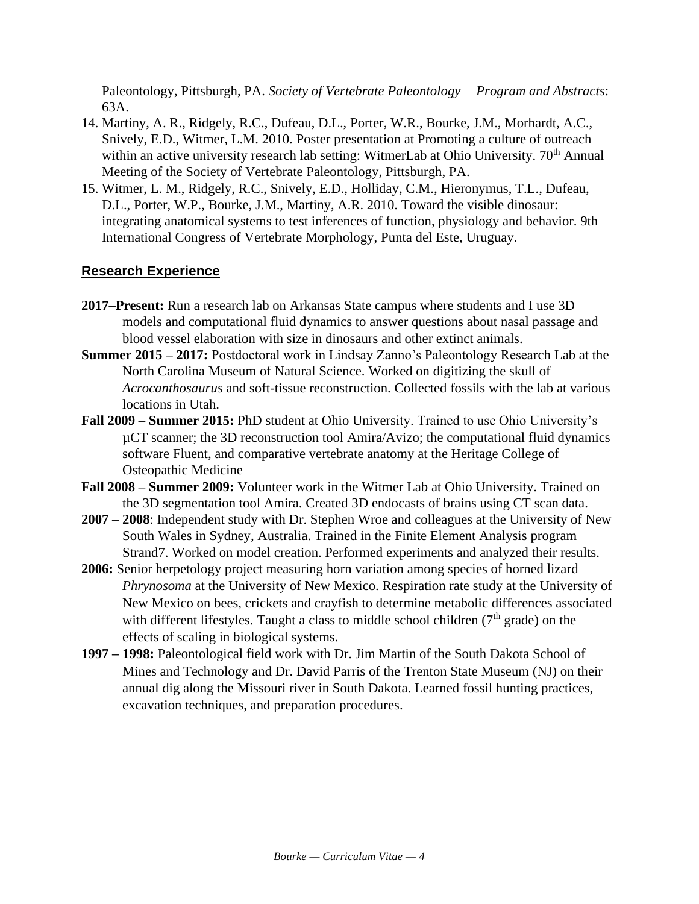Paleontology, Pittsburgh, PA. *Society of Vertebrate Paleontology —Program and Abstracts*: 63A.

14. Martiny, A. R., Ridgely, R.C., Dufeau, D.L., Porter, W.R., Bourke, J.M., Morhardt, A.C., Snively, E.D., Witmer, L.M. 2010. Poster presentation at Promoting a culture of outreach within an active university research lab setting: WitmerLab at Ohio University. 70th Annual Meeting of the Society of Vertebrate Paleontology, Pittsburgh, PA.
15. Witmer, L. M., Ridgely, R.C., Snively, E.D., Holliday, C.M., Hieronymus, T.L., Dufeau, D.L., Porter, W.P., Bourke, J.M., Martiny, A.R. 2010. Toward the visible dinosaur: integrating anatomical systems to test inferences of function, physiology and behavior. 9th International Congress of Vertebrate Morphology, Punta del Este, Uruguay.

## Research Experience

**2017–Present:** Run a research lab on Arkansas State campus where students and I use 3D models and computational fluid dynamics to answer questions about nasal passage and blood vessel elaboration with size in dinosaurs and other extinct animals.

**Summer 2015 – 2017:** Postdoctoral work in Lindsay Zanno's Paleontology Research Lab at the North Carolina Museum of Natural Science. Worked on digitizing the skull of *Acrocanthosaurus* and soft-tissue reconstruction. Collected fossils with the lab at various locations in Utah.

**Fall 2009 – Summer 2015:** PhD student at Ohio University. Trained to use Ohio University's µCT scanner; the 3D reconstruction tool Amira/Avizo; the computational fluid dynamics software Fluent, and comparative vertebrate anatomy at the Heritage College of Osteopathic Medicine

**Fall 2008 – Summer 2009:** Volunteer work in the Witmer Lab at Ohio University. Trained on the 3D segmentation tool Amira. Created 3D endocasts of brains using CT scan data.

**2007 – 2008**: Independent study with Dr. Stephen Wroe and colleagues at the University of New South Wales in Sydney, Australia. Trained in the Finite Element Analysis program Strand7. Worked on model creation. Performed experiments and analyzed their results.

**2006:** Senior herpetology project measuring horn variation among species of horned lizard – *Phrynosoma* at the University of New Mexico. Respiration rate study at the University of New Mexico on bees, crickets and crayfish to determine metabolic differences associated with different lifestyles. Taught a class to middle school children (7th grade) on the effects of scaling in biological systems.

**1997 – 1998:** Paleontological field work with Dr. Jim Martin of the South Dakota School of Mines and Technology and Dr. David Parris of the Trenton State Museum (NJ) on their annual dig along the Missouri river in South Dakota. Learned fossil hunting practices, excavation techniques, and preparation procedures.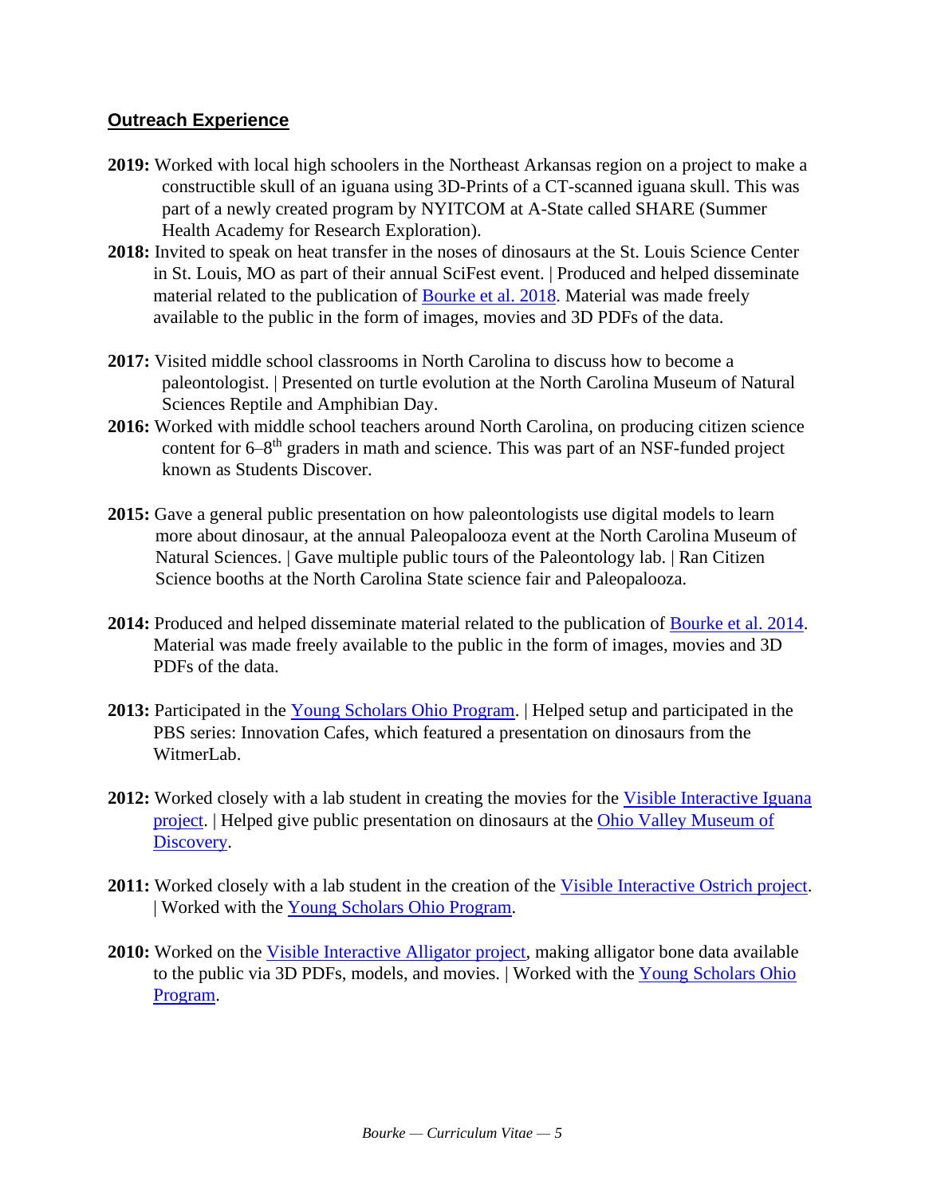## Outreach Experience

**2019:** Worked with local high schoolers in the Northeast Arkansas region on a project to make a constructible skull of an iguana using 3D-Prints of a CT-scanned iguana skull. This was part of a newly created program by NYITCOM at A-State called SHARE (Summer Health Academy for Research Exploration).

**2018:** Invited to speak on heat transfer in the noses of dinosaurs at the St. Louis Science Center in St. Louis, MO as part of their annual SciFest event. | Produced and helped disseminate material related to the publication of Bourke et al. 2018. Material was made freely available to the public in the form of images, movies and 3D PDFs of the data.

**2017:** Visited middle school classrooms in North Carolina to discuss how to become a paleontologist. | Presented on turtle evolution at the North Carolina Museum of Natural Sciences Reptile and Amphibian Day.

**2016:** Worked with middle school teachers around North Carolina, on producing citizen science content for 6–8th graders in math and science. This was part of an NSF-funded project known as Students Discover.

**2015:** Gave a general public presentation on how paleontologists use digital models to learn more about dinosaur, at the annual Paleopalooza event at the North Carolina Museum of Natural Sciences. | Gave multiple public tours of the Paleontology lab. | Ran Citizen Science booths at the North Carolina State science fair and Paleopalooza.

**2014:** Produced and helped disseminate material related to the publication of Bourke et al. 2014. Material was made freely available to the public in the form of images, movies and 3D PDFs of the data.

**2013:** Participated in the Young Scholars Ohio Program. | Helped setup and participated in the PBS series: Innovation Cafes, which featured a presentation on dinosaurs from the WitmerLab.

**2012:** Worked closely with a lab student in creating the movies for the Visible Interactive Iguana project. | Helped give public presentation on dinosaurs at the Ohio Valley Museum of Discovery.

**2011:** Worked closely with a lab student in the creation of the Visible Interactive Ostrich project. | Worked with the Young Scholars Ohio Program.

**2010:** Worked on the Visible Interactive Alligator project, making alligator bone data available to the public via 3D PDFs, models, and movies. | Worked with the Young Scholars Ohio Program.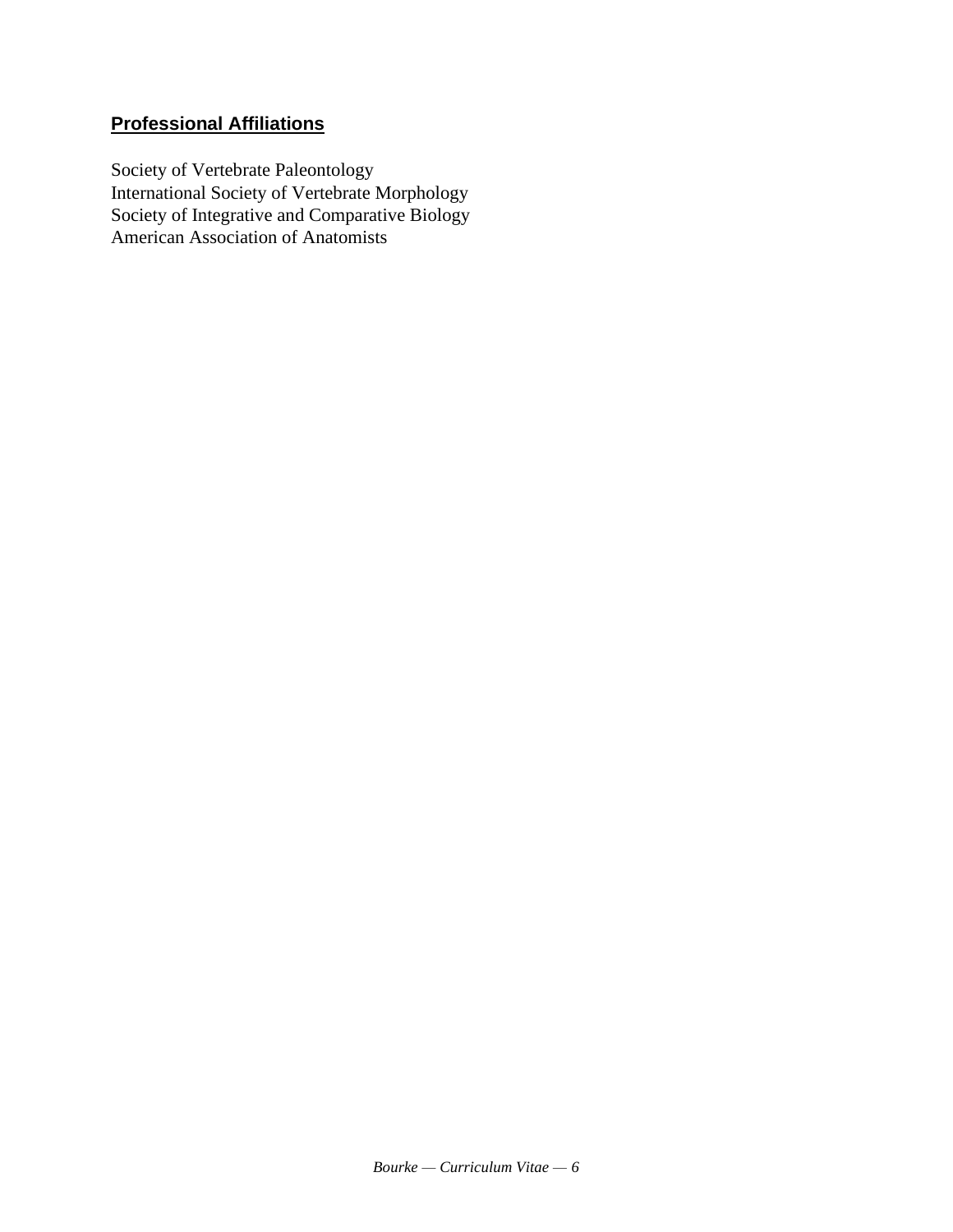## Professional Affiliations

Society of Vertebrate Paleontology
International Society of Vertebrate Morphology
Society of Integrative and Comparative Biology
American Association of Anatomists